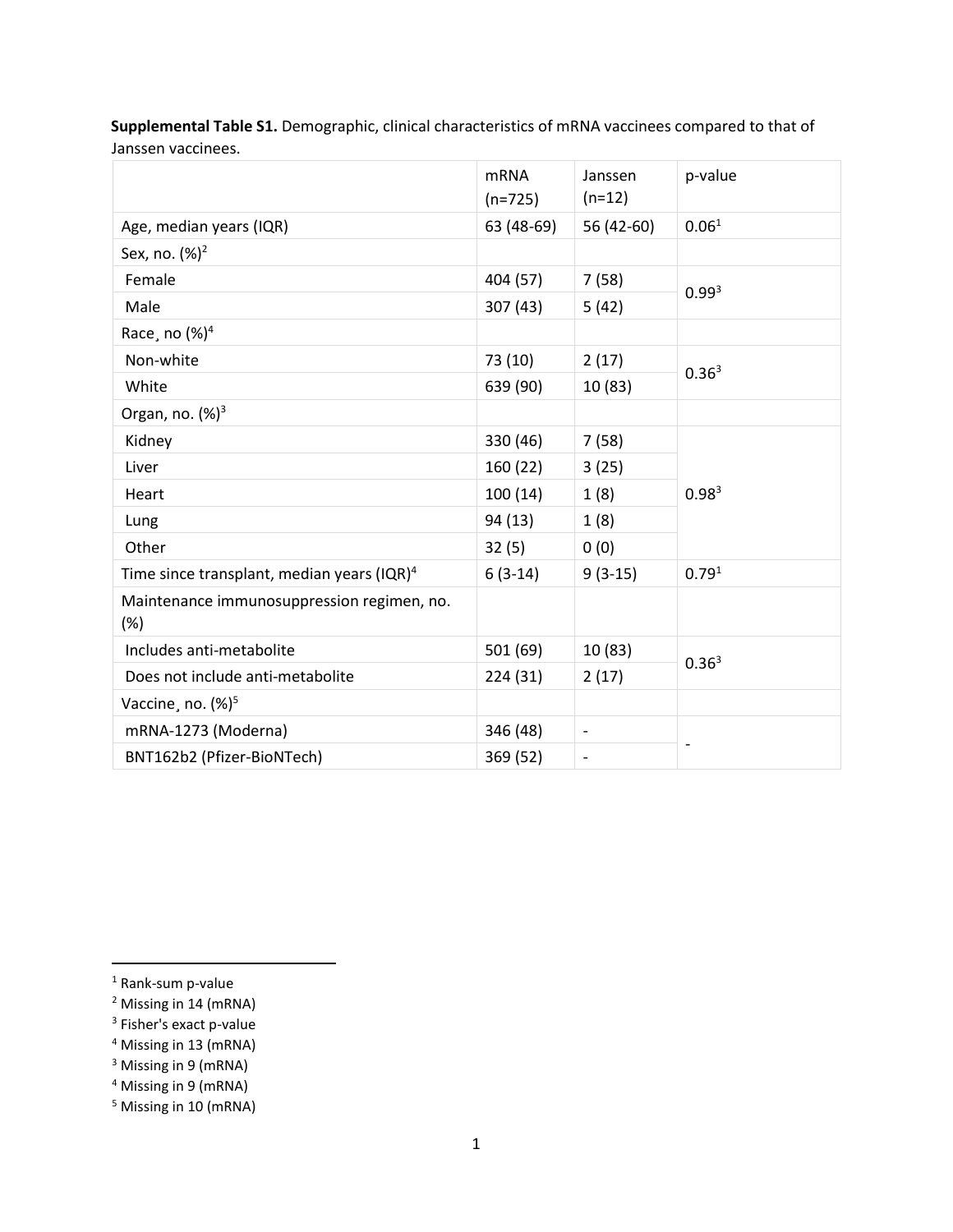**Supplemental Table S1.** Demographic, clinical characteristics of mRNA vaccinees compared to that of Janssen vaccinees.

| | mRNA (n=725) | Janssen (n=12) | p-value |
|---|---|---|---|
| Age, median years (IQR) | 63 (48-69) | 56 (42-60) | 0.06[1] |
| Sex, no. (%)[2] | | | |
| Female | 404 (57) | 7 (58) | 0.99[3] |
| Male | 307 (43) | 5 (42) | |
| Race¸ no (%)[4] | | | |
| Non-white | 73 (10) | 2 (17) | 0.36[3] |
| White | 639 (90) | 10 (83) | |
| Organ, no. (%)[3] | | | |
| Kidney | 330 (46) | 7 (58) | 0.98[3] |
| Liver | 160 (22) | 3 (25) | |
| Heart | 100 (14) | 1 (8) | |
| Lung | 94 (13) | 1 (8) | |
| Other | 32 (5) | 0 (0) | |
| Time since transplant, median years (IQR)[4] | 6 (3-14) | 9 (3-15) | 0.79[1] |
| Maintenance immunosuppression regimen, no. (%) | | | |
| Includes anti-metabolite | 501 (69) | 10 (83) | 0.36[3] |
| Does not include anti-metabolite | 224 (31) | 2 (17) | |
| Vaccine¸ no. (%)[5] | | | |
| mRNA-1273 (Moderna) | 346 (48) | - | - |
| BNT162b2 (Pfizer-BioNTech) | 369 (52) | - | |

[1] Rank-sum p-value
[2] Missing in 14 (mRNA)
[3] Fisher's exact p-value
[4] Missing in 13 (mRNA)
[3] Missing in 9 (mRNA)
[4] Missing in 9 (mRNA)
[5] Missing in 10 (mRNA)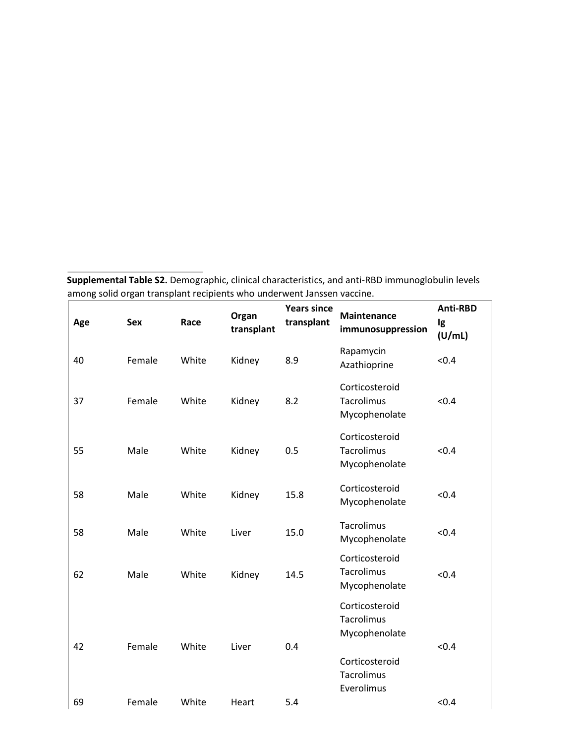**Supplemental Table S2.** Demographic, clinical characteristics, and anti-RBD immunoglobulin levels among solid organ transplant recipients who underwent Janssen vaccine.

| Age | Sex | Race | Organ transplant | Years since transplant | Maintenance immunosuppression | Anti-RBD Ig (U/mL) |
|---|---|---|---|---|---|---|
| 40 | Female | White | Kidney | 8.9 | Rapamycin Azathioprine | <0.4 |
| 37 | Female | White | Kidney | 8.2 | Corticosteroid Tacrolimus Mycophenolate | <0.4 |
| 55 | Male | White | Kidney | 0.5 | Corticosteroid Tacrolimus Mycophenolate | <0.4 |
| 58 | Male | White | Kidney | 15.8 | Corticosteroid Mycophenolate | <0.4 |
| 58 | Male | White | Liver | 15.0 | Tacrolimus Mycophenolate | <0.4 |
| 62 | Male | White | Kidney | 14.5 | Corticosteroid Tacrolimus Mycophenolate | <0.4 |
| 42 | Female | White | Liver | 0.4 | Corticosteroid Tacrolimus Mycophenolate | <0.4 |
| 69 | Female | White | Heart | 5.4 | Corticosteroid Tacrolimus Everolimus | <0.4 |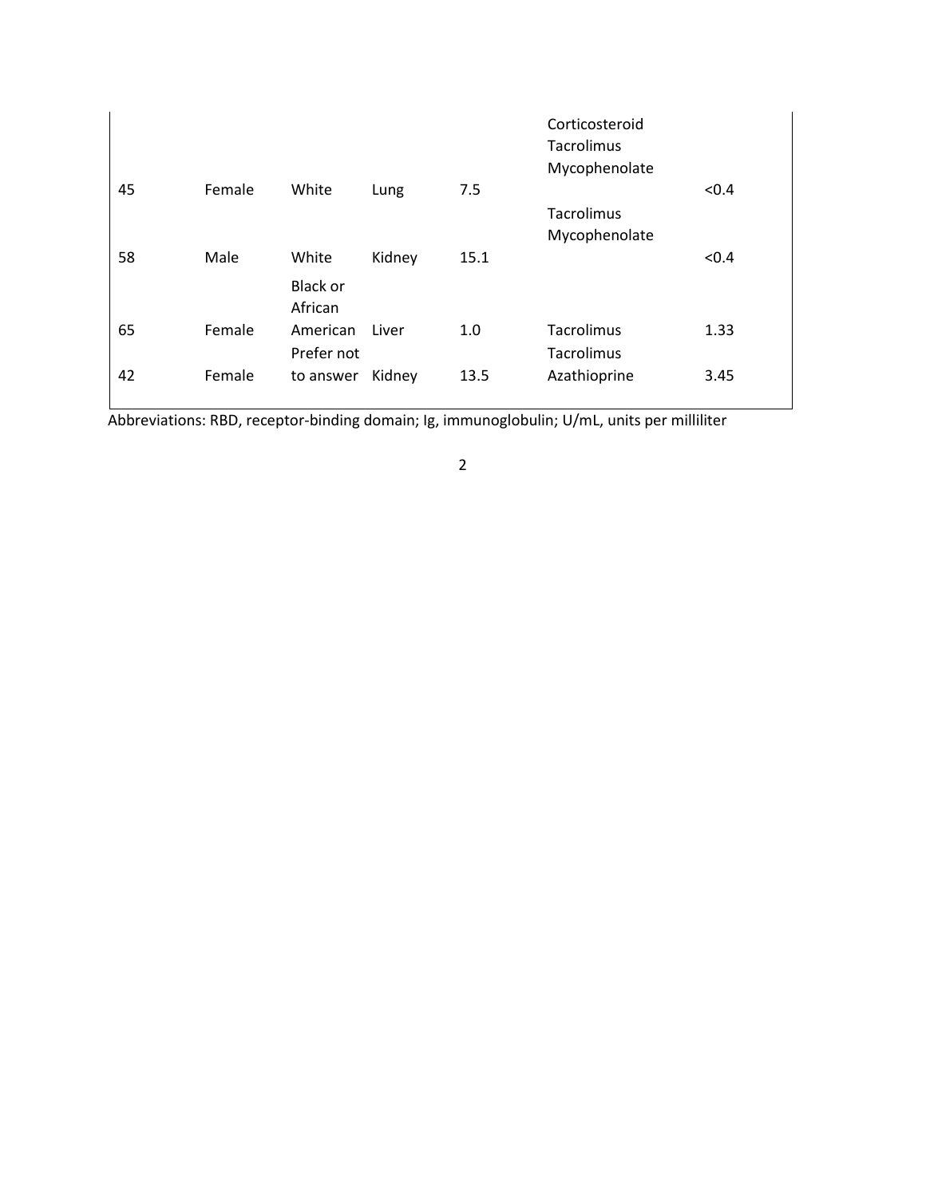| | | | | | | |
|---|---|---|---|---|---|---|
| 45 | Female | White | Lung | 7.5 | Corticosteroid<br>Tacrolimus<br>Mycophenolate | <0.4 |
| 58 | Male | White | Kidney | 15.1 | Tacrolimus<br>Mycophenolate | <0.4 |
| 65 | Female | Black or African American | Liver | 1.0 | Tacrolimus | 1.33 |
| 42 | Female | Prefer not to answer | Kidney | 13.5 | Tacrolimus<br>Azathioprine | 3.45 |

Abbreviations: RBD, receptor-binding domain; Ig, immunoglobulin; U/mL, units per milliliter